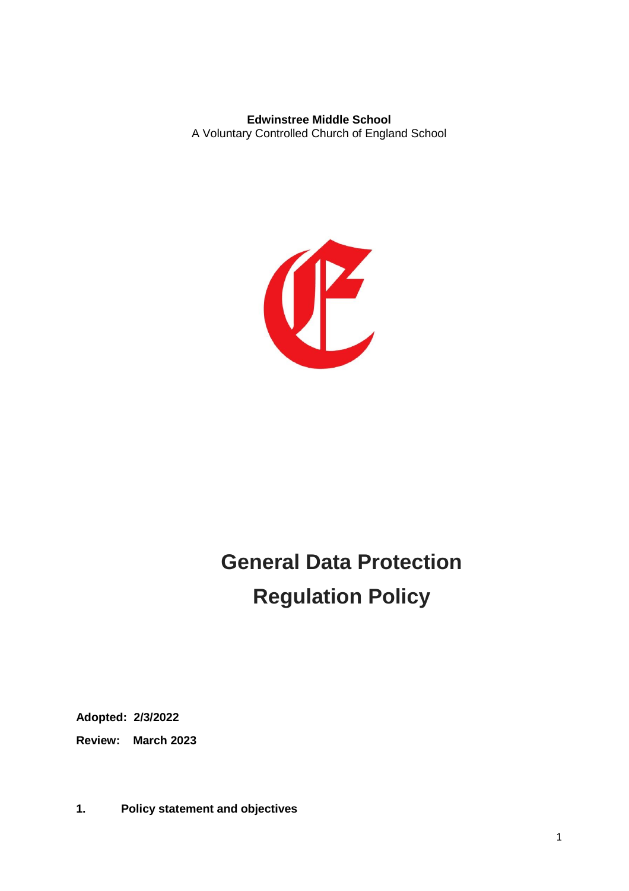**Edwinstree Middle School**
A Voluntary Controlled Church of England School

# General Data Protection Regulation Policy

**Adopted: 2/3/2022**

**Review: March 2023**

## 1. Policy statement and objectives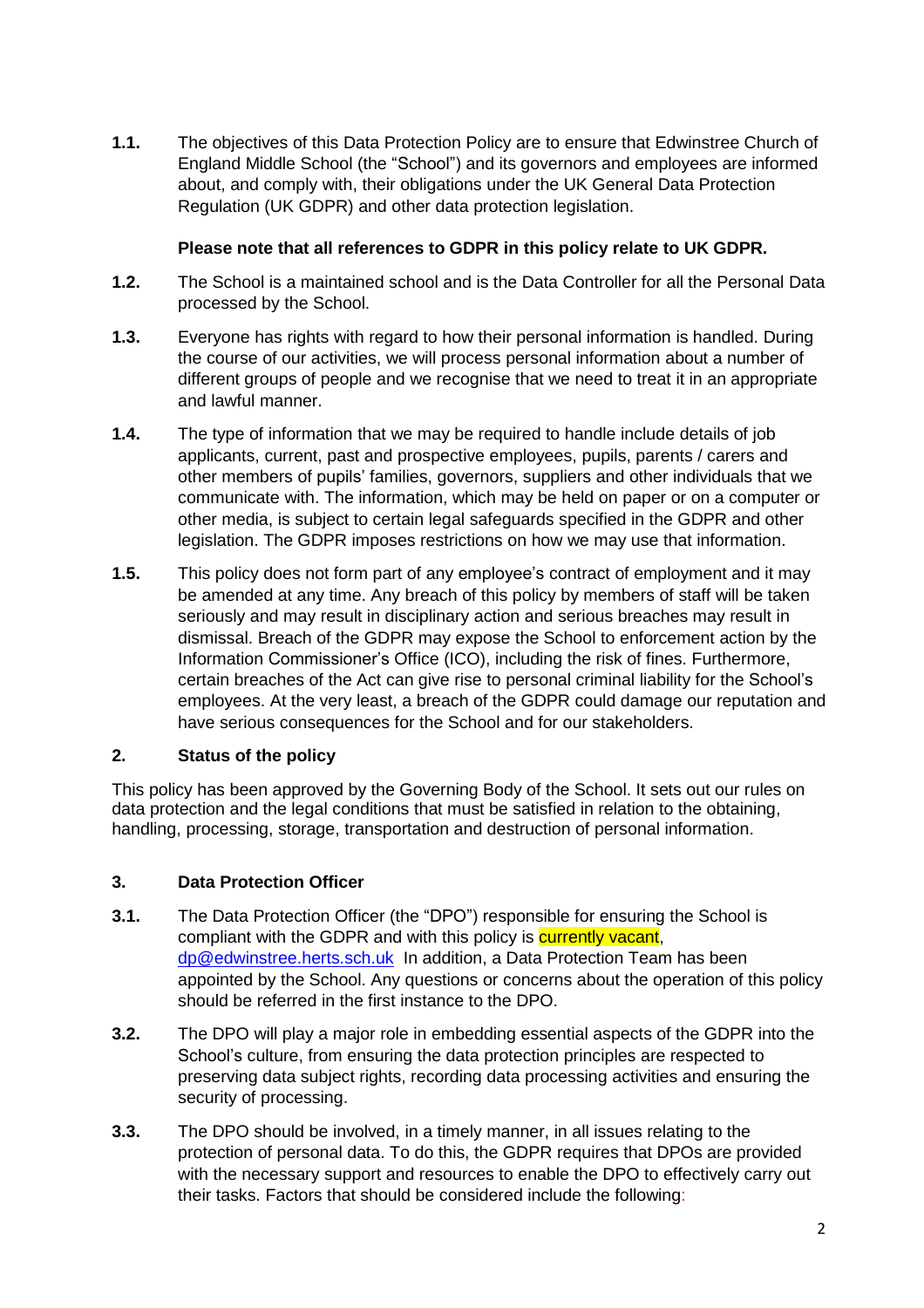**1.1.** The objectives of this Data Protection Policy are to ensure that Edwinstree Church of England Middle School (the "School") and its governors and employees are informed about, and comply with, their obligations under the UK General Data Protection Regulation (UK GDPR) and other data protection legislation.

**Please note that all references to GDPR in this policy relate to UK GDPR.**

**1.2.** The School is a maintained school and is the Data Controller for all the Personal Data processed by the School.

**1.3.** Everyone has rights with regard to how their personal information is handled. During the course of our activities, we will process personal information about a number of different groups of people and we recognise that we need to treat it in an appropriate and lawful manner.

**1.4.** The type of information that we may be required to handle include details of job applicants, current, past and prospective employees, pupils, parents / carers and other members of pupils' families, governors, suppliers and other individuals that we communicate with. The information, which may be held on paper or on a computer or other media, is subject to certain legal safeguards specified in the GDPR and other legislation. The GDPR imposes restrictions on how we may use that information.

**1.5.** This policy does not form part of any employee's contract of employment and it may be amended at any time. Any breach of this policy by members of staff will be taken seriously and may result in disciplinary action and serious breaches may result in dismissal. Breach of the GDPR may expose the School to enforcement action by the Information Commissioner's Office (ICO), including the risk of fines. Furthermore, certain breaches of the Act can give rise to personal criminal liability for the School's employees. At the very least, a breach of the GDPR could damage our reputation and have serious consequences for the School and for our stakeholders.

## 2. Status of the policy

This policy has been approved by the Governing Body of the School. It sets out our rules on data protection and the legal conditions that must be satisfied in relation to the obtaining, handling, processing, storage, transportation and destruction of personal information.

## 3. Data Protection Officer

**3.1.** The Data Protection Officer (the "DPO") responsible for ensuring the School is compliant with the GDPR and with this policy is currently vacant, [dp@edwinstree.herts.sch.uk](mailto:dp@edwinstree.herts.sch.uk) In addition, a Data Protection Team has been appointed by the School. Any questions or concerns about the operation of this policy should be referred in the first instance to the DPO.

**3.2.** The DPO will play a major role in embedding essential aspects of the GDPR into the School's culture, from ensuring the data protection principles are respected to preserving data subject rights, recording data processing activities and ensuring the security of processing.

**3.3.** The DPO should be involved, in a timely manner, in all issues relating to the protection of personal data. To do this, the GDPR requires that DPOs are provided with the necessary support and resources to enable the DPO to effectively carry out their tasks. Factors that should be considered include the following: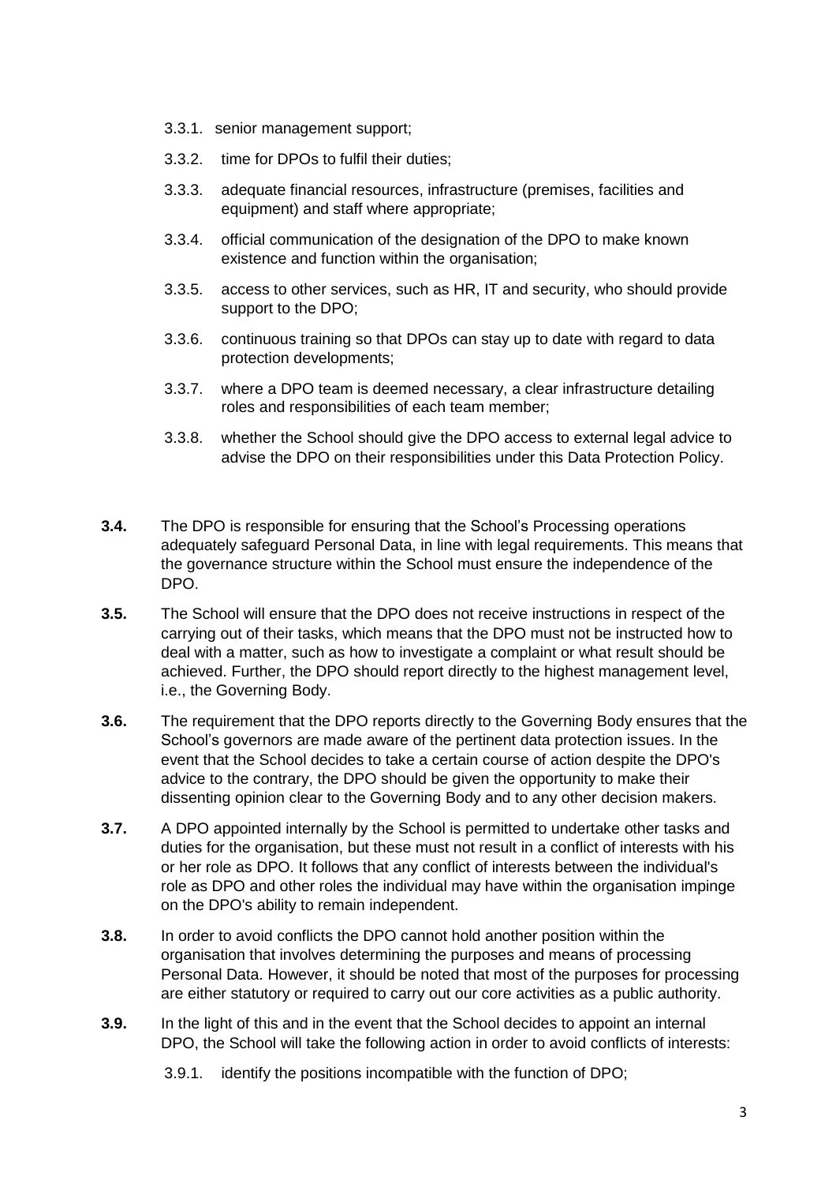3.3.1. senior management support;

3.3.2. time for DPOs to fulfil their duties;

3.3.3. adequate financial resources, infrastructure (premises, facilities and equipment) and staff where appropriate;

3.3.4. official communication of the designation of the DPO to make known existence and function within the organisation;

3.3.5. access to other services, such as HR, IT and security, who should provide support to the DPO;

3.3.6. continuous training so that DPOs can stay up to date with regard to data protection developments;

3.3.7. where a DPO team is deemed necessary, a clear infrastructure detailing roles and responsibilities of each team member;

3.3.8. whether the School should give the DPO access to external legal advice to advise the DPO on their responsibilities under this Data Protection Policy.

**3.4.** The DPO is responsible for ensuring that the School's Processing operations adequately safeguard Personal Data, in line with legal requirements. This means that the governance structure within the School must ensure the independence of the DPO.

**3.5.** The School will ensure that the DPO does not receive instructions in respect of the carrying out of their tasks, which means that the DPO must not be instructed how to deal with a matter, such as how to investigate a complaint or what result should be achieved. Further, the DPO should report directly to the highest management level, i.e., the Governing Body.

**3.6.** The requirement that the DPO reports directly to the Governing Body ensures that the School's governors are made aware of the pertinent data protection issues. In the event that the School decides to take a certain course of action despite the DPO's advice to the contrary, the DPO should be given the opportunity to make their dissenting opinion clear to the Governing Body and to any other decision makers.

**3.7.** A DPO appointed internally by the School is permitted to undertake other tasks and duties for the organisation, but these must not result in a conflict of interests with his or her role as DPO. It follows that any conflict of interests between the individual's role as DPO and other roles the individual may have within the organisation impinge on the DPO's ability to remain independent.

**3.8.** In order to avoid conflicts the DPO cannot hold another position within the organisation that involves determining the purposes and means of processing Personal Data. However, it should be noted that most of the purposes for processing are either statutory or required to carry out our core activities as a public authority.

**3.9.** In the light of this and in the event that the School decides to appoint an internal DPO, the School will take the following action in order to avoid conflicts of interests:

3.9.1. identify the positions incompatible with the function of DPO;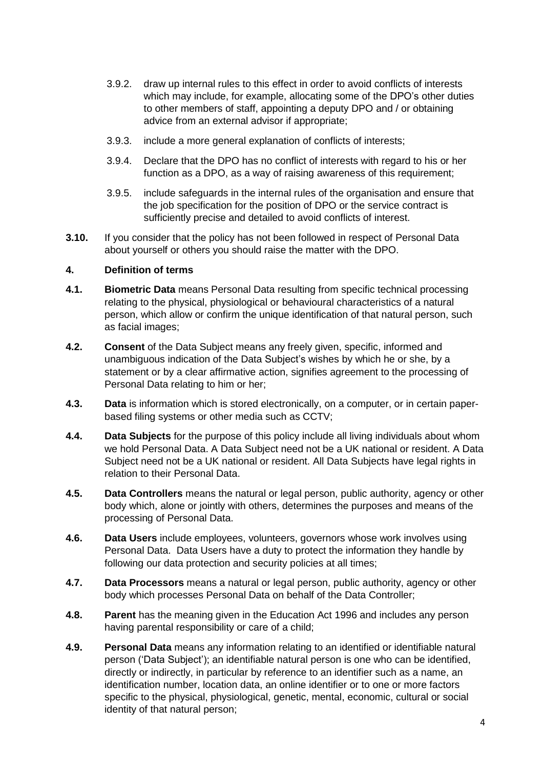3.9.2. draw up internal rules to this effect in order to avoid conflicts of interests which may include, for example, allocating some of the DPO's other duties to other members of staff, appointing a deputy DPO and / or obtaining advice from an external advisor if appropriate;

3.9.3. include a more general explanation of conflicts of interests;

3.9.4. Declare that the DPO has no conflict of interests with regard to his or her function as a DPO, as a way of raising awareness of this requirement;

3.9.5. include safeguards in the internal rules of the organisation and ensure that the job specification for the position of DPO or the service contract is sufficiently precise and detailed to avoid conflicts of interest.

**3.10.** If you consider that the policy has not been followed in respect of Personal Data about yourself or others you should raise the matter with the DPO.

**4. Definition of terms**

**4.1.** **Biometric Data** means Personal Data resulting from specific technical processing relating to the physical, physiological or behavioural characteristics of a natural person, which allow or confirm the unique identification of that natural person, such as facial images;

**4.2.** **Consent** of the Data Subject means any freely given, specific, informed and unambiguous indication of the Data Subject's wishes by which he or she, by a statement or by a clear affirmative action, signifies agreement to the processing of Personal Data relating to him or her;

**4.3.** **Data** is information which is stored electronically, on a computer, or in certain paper-based filing systems or other media such as CCTV;

**4.4.** **Data Subjects** for the purpose of this policy include all living individuals about whom we hold Personal Data. A Data Subject need not be a UK national or resident. A Data Subject need not be a UK national or resident. All Data Subjects have legal rights in relation to their Personal Data.

**4.5.** **Data Controllers** means the natural or legal person, public authority, agency or other body which, alone or jointly with others, determines the purposes and means of the processing of Personal Data.

**4.6.** **Data Users** include employees, volunteers, governors whose work involves using Personal Data. Data Users have a duty to protect the information they handle by following our data protection and security policies at all times;

**4.7.** **Data Processors** means a natural or legal person, public authority, agency or other body which processes Personal Data on behalf of the Data Controller;

**4.8.** **Parent** has the meaning given in the Education Act 1996 and includes any person having parental responsibility or care of a child;

**4.9.** **Personal Data** means any information relating to an identified or identifiable natural person ('Data Subject'); an identifiable natural person is one who can be identified, directly or indirectly, in particular by reference to an identifier such as a name, an identification number, location data, an online identifier or to one or more factors specific to the physical, physiological, genetic, mental, economic, cultural or social identity of that natural person;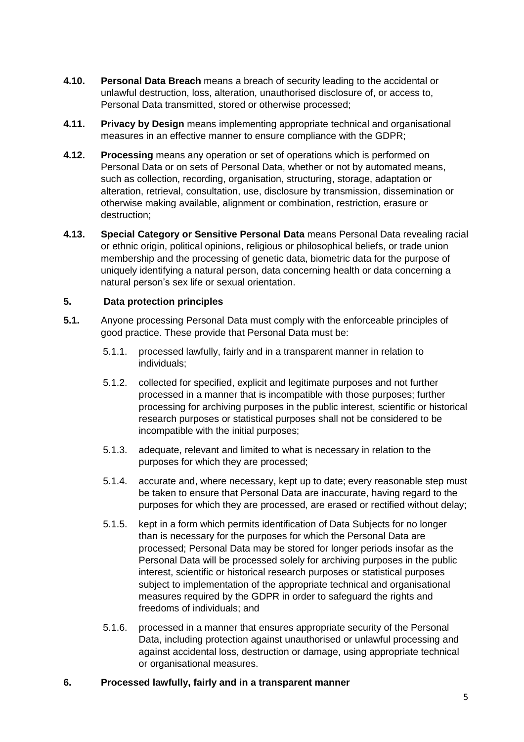**4.10.** **Personal Data Breach** means a breach of security leading to the accidental or unlawful destruction, loss, alteration, unauthorised disclosure of, or access to, Personal Data transmitted, stored or otherwise processed;

**4.11.** **Privacy by Design** means implementing appropriate technical and organisational measures in an effective manner to ensure compliance with the GDPR;

**4.12.** **Processing** means any operation or set of operations which is performed on Personal Data or on sets of Personal Data, whether or not by automated means, such as collection, recording, organisation, structuring, storage, adaptation or alteration, retrieval, consultation, use, disclosure by transmission, dissemination or otherwise making available, alignment or combination, restriction, erasure or destruction;

**4.13.** **Special Category or Sensitive Personal Data** means Personal Data revealing racial or ethnic origin, political opinions, religious or philosophical beliefs, or trade union membership and the processing of genetic data, biometric data for the purpose of uniquely identifying a natural person, data concerning health or data concerning a natural person's sex life or sexual orientation.

## 5. Data protection principles

**5.1.** Anyone processing Personal Data must comply with the enforceable principles of good practice. These provide that Personal Data must be:

- 5.1.1. processed lawfully, fairly and in a transparent manner in relation to individuals;
- 5.1.2. collected for specified, explicit and legitimate purposes and not further processed in a manner that is incompatible with those purposes; further processing for archiving purposes in the public interest, scientific or historical research purposes or statistical purposes shall not be considered to be incompatible with the initial purposes;
- 5.1.3. adequate, relevant and limited to what is necessary in relation to the purposes for which they are processed;
- 5.1.4. accurate and, where necessary, kept up to date; every reasonable step must be taken to ensure that Personal Data are inaccurate, having regard to the purposes for which they are processed, are erased or rectified without delay;
- 5.1.5. kept in a form which permits identification of Data Subjects for no longer than is necessary for the purposes for which the Personal Data are processed; Personal Data may be stored for longer periods insofar as the Personal Data will be processed solely for archiving purposes in the public interest, scientific or historical research purposes or statistical purposes subject to implementation of the appropriate technical and organisational measures required by the GDPR in order to safeguard the rights and freedoms of individuals; and
- 5.1.6. processed in a manner that ensures appropriate security of the Personal Data, including protection against unauthorised or unlawful processing and against accidental loss, destruction or damage, using appropriate technical or organisational measures.

## 6. Processed lawfully, fairly and in a transparent manner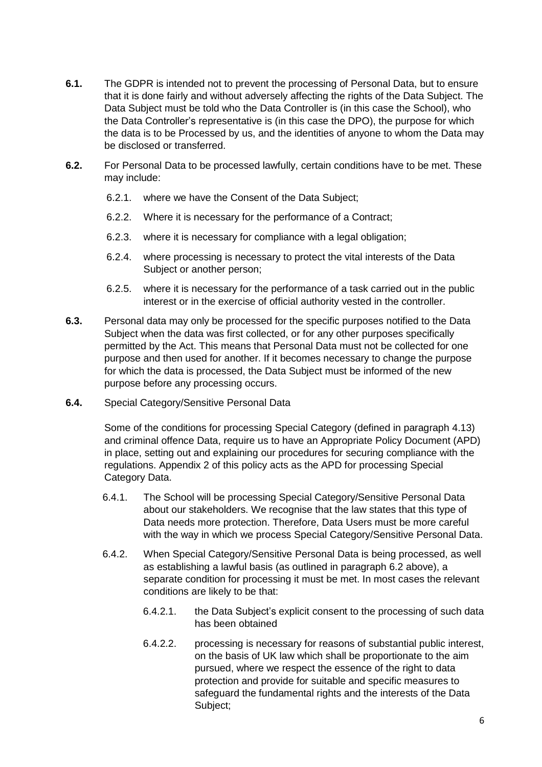**6.1.** The GDPR is intended not to prevent the processing of Personal Data, but to ensure that it is done fairly and without adversely affecting the rights of the Data Subject. The Data Subject must be told who the Data Controller is (in this case the School), who the Data Controller's representative is (in this case the DPO), the purpose for which the data is to be Processed by us, and the identities of anyone to whom the Data may be disclosed or transferred.

**6.2.** For Personal Data to be processed lawfully, certain conditions have to be met. These may include:

- 6.2.1. where we have the Consent of the Data Subject;
- 6.2.2. Where it is necessary for the performance of a Contract;
- 6.2.3. where it is necessary for compliance with a legal obligation;
- 6.2.4. where processing is necessary to protect the vital interests of the Data Subject or another person;
- 6.2.5. where it is necessary for the performance of a task carried out in the public interest or in the exercise of official authority vested in the controller.

**6.3.** Personal data may only be processed for the specific purposes notified to the Data Subject when the data was first collected, or for any other purposes specifically permitted by the Act. This means that Personal Data must not be collected for one purpose and then used for another. If it becomes necessary to change the purpose for which the data is processed, the Data Subject must be informed of the new purpose before any processing occurs.

**6.4.** Special Category/Sensitive Personal Data

Some of the conditions for processing Special Category (defined in paragraph 4.13) and criminal offence Data, require us to have an Appropriate Policy Document (APD) in place, setting out and explaining our procedures for securing compliance with the regulations. Appendix 2 of this policy acts as the APD for processing Special Category Data.

- 6.4.1. The School will be processing Special Category/Sensitive Personal Data about our stakeholders. We recognise that the law states that this type of Data needs more protection. Therefore, Data Users must be more careful with the way in which we process Special Category/Sensitive Personal Data.
- 6.4.2. When Special Category/Sensitive Personal Data is being processed, as well as establishing a lawful basis (as outlined in paragraph 6.2 above), a separate condition for processing it must be met. In most cases the relevant conditions are likely to be that:
  - 6.4.2.1. the Data Subject's explicit consent to the processing of such data has been obtained
  - 6.4.2.2. processing is necessary for reasons of substantial public interest, on the basis of UK law which shall be proportionate to the aim pursued, where we respect the essence of the right to data protection and provide for suitable and specific measures to safeguard the fundamental rights and the interests of the Data Subject;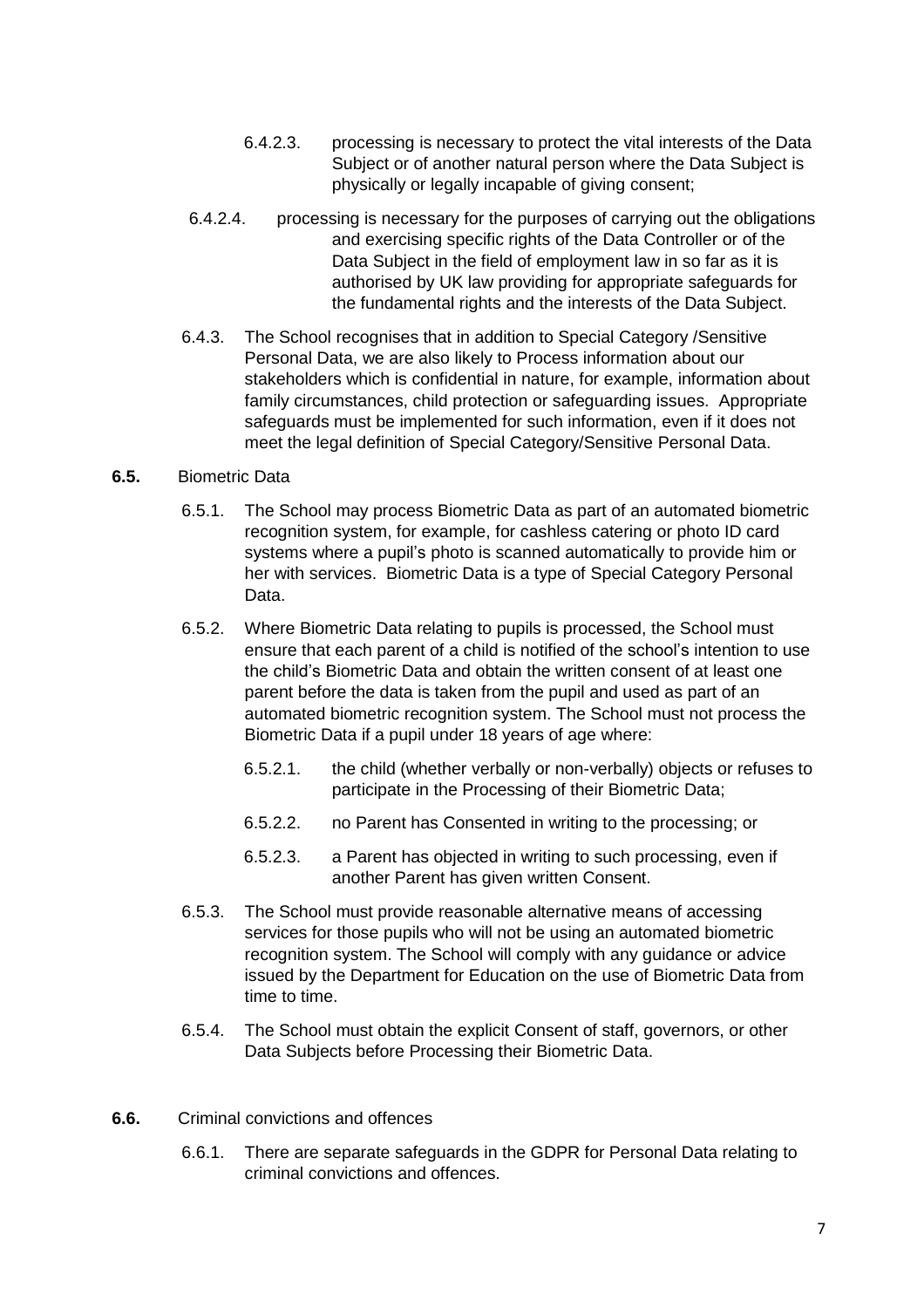6.4.2.3. processing is necessary to protect the vital interests of the Data Subject or of another natural person where the Data Subject is physically or legally incapable of giving consent;

6.4.2.4. processing is necessary for the purposes of carrying out the obligations and exercising specific rights of the Data Controller or of the Data Subject in the field of employment law in so far as it is authorised by UK law providing for appropriate safeguards for the fundamental rights and the interests of the Data Subject.

6.4.3. The School recognises that in addition to Special Category /Sensitive Personal Data, we are also likely to Process information about our stakeholders which is confidential in nature, for example, information about family circumstances, child protection or safeguarding issues. Appropriate safeguards must be implemented for such information, even if it does not meet the legal definition of Special Category/Sensitive Personal Data.

**6.5.** Biometric Data

6.5.1. The School may process Biometric Data as part of an automated biometric recognition system, for example, for cashless catering or photo ID card systems where a pupil's photo is scanned automatically to provide him or her with services. Biometric Data is a type of Special Category Personal Data.

6.5.2. Where Biometric Data relating to pupils is processed, the School must ensure that each parent of a child is notified of the school's intention to use the child's Biometric Data and obtain the written consent of at least one parent before the data is taken from the pupil and used as part of an automated biometric recognition system. The School must not process the Biometric Data if a pupil under 18 years of age where:

6.5.2.1. the child (whether verbally or non-verbally) objects or refuses to participate in the Processing of their Biometric Data;

6.5.2.2. no Parent has Consented in writing to the processing; or

6.5.2.3. a Parent has objected in writing to such processing, even if another Parent has given written Consent.

6.5.3. The School must provide reasonable alternative means of accessing services for those pupils who will not be using an automated biometric recognition system. The School will comply with any guidance or advice issued by the Department for Education on the use of Biometric Data from time to time.

6.5.4. The School must obtain the explicit Consent of staff, governors, or other Data Subjects before Processing their Biometric Data.

**6.6.** Criminal convictions and offences

6.6.1. There are separate safeguards in the GDPR for Personal Data relating to criminal convictions and offences.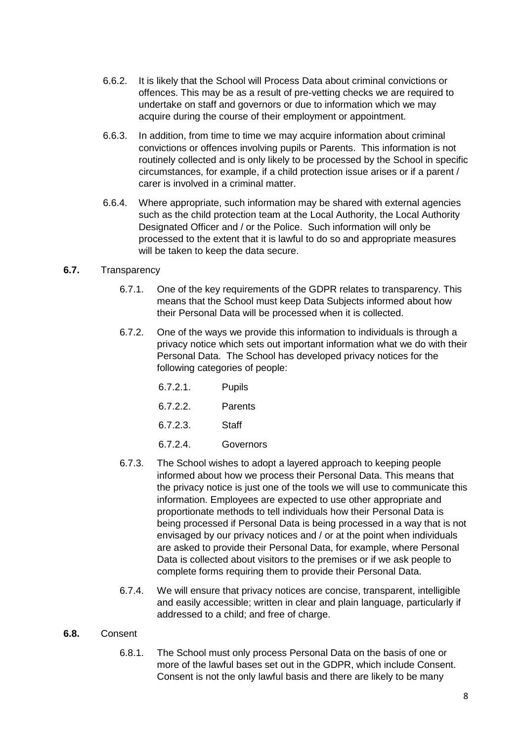6.6.2. It is likely that the School will Process Data about criminal convictions or offences. This may be as a result of pre-vetting checks we are required to undertake on staff and governors or due to information which we may acquire during the course of their employment or appointment.

6.6.3. In addition, from time to time we may acquire information about criminal convictions or offences involving pupils or Parents. This information is not routinely collected and is only likely to be processed by the School in specific circumstances, for example, if a child protection issue arises or if a parent / carer is involved in a criminal matter.

6.6.4. Where appropriate, such information may be shared with external agencies such as the child protection team at the Local Authority, the Local Authority Designated Officer and / or the Police. Such information will only be processed to the extent that it is lawful to do so and appropriate measures will be taken to keep the data secure.

**6.7.** Transparency

6.7.1. One of the key requirements of the GDPR relates to transparency. This means that the School must keep Data Subjects informed about how their Personal Data will be processed when it is collected.

6.7.2. One of the ways we provide this information to individuals is through a privacy notice which sets out important information what we do with their Personal Data. The School has developed privacy notices for the following categories of people:

6.7.2.1. Pupils

6.7.2.2. Parents

6.7.2.3. Staff

6.7.2.4. Governors

6.7.3. The School wishes to adopt a layered approach to keeping people informed about how we process their Personal Data. This means that the privacy notice is just one of the tools we will use to communicate this information. Employees are expected to use other appropriate and proportionate methods to tell individuals how their Personal Data is being processed if Personal Data is being processed in a way that is not envisaged by our privacy notices and / or at the point when individuals are asked to provide their Personal Data, for example, where Personal Data is collected about visitors to the premises or if we ask people to complete forms requiring them to provide their Personal Data.

6.7.4. We will ensure that privacy notices are concise, transparent, intelligible and easily accessible; written in clear and plain language, particularly if addressed to a child; and free of charge.

**6.8.** Consent

6.8.1. The School must only process Personal Data on the basis of one or more of the lawful bases set out in the GDPR, which include Consent. Consent is not the only lawful basis and there are likely to be many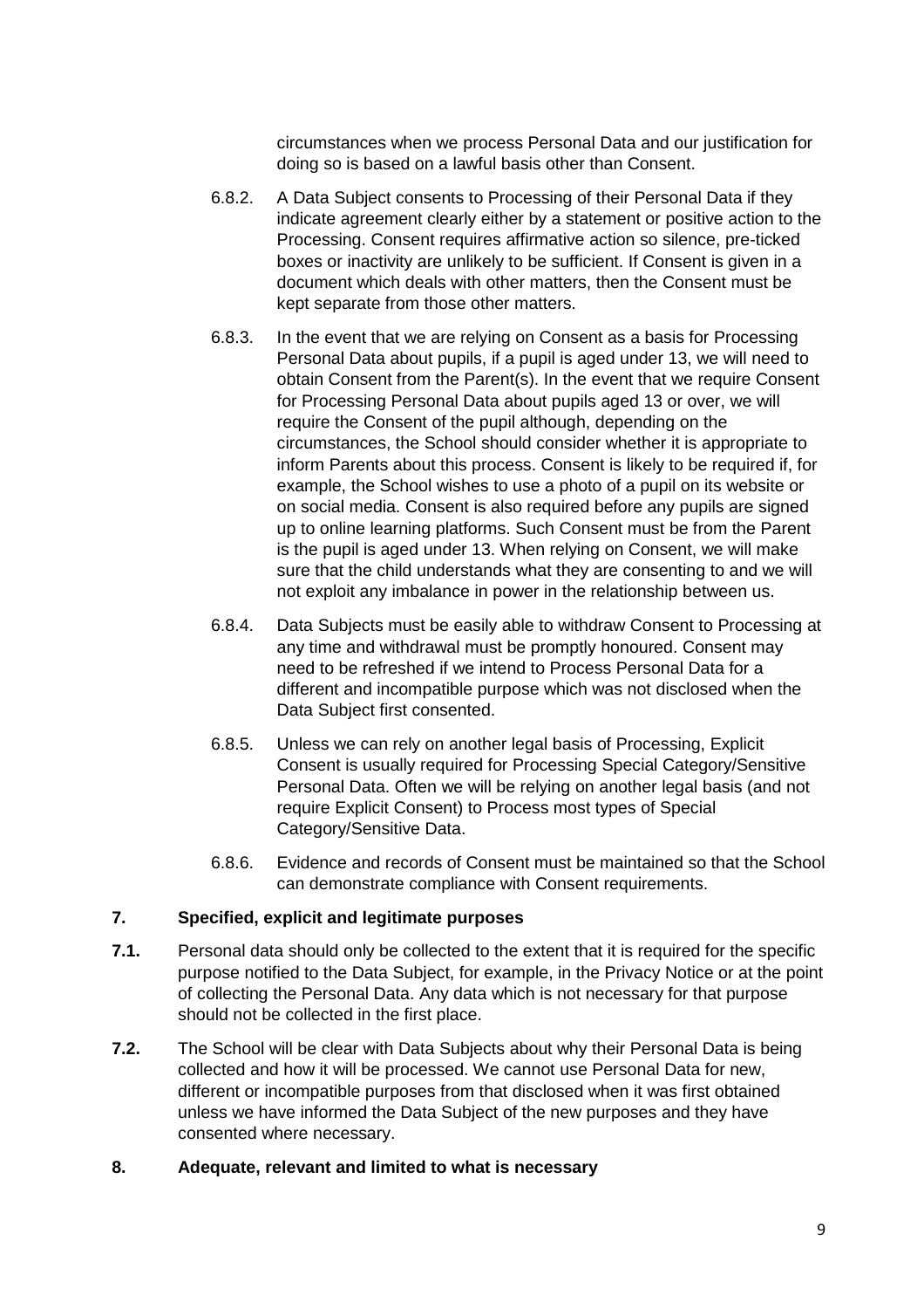circumstances when we process Personal Data and our justification for doing so is based on a lawful basis other than Consent.

6.8.2. A Data Subject consents to Processing of their Personal Data if they indicate agreement clearly either by a statement or positive action to the Processing. Consent requires affirmative action so silence, pre-ticked boxes or inactivity are unlikely to be sufficient. If Consent is given in a document which deals with other matters, then the Consent must be kept separate from those other matters.

6.8.3. In the event that we are relying on Consent as a basis for Processing Personal Data about pupils, if a pupil is aged under 13, we will need to obtain Consent from the Parent(s). In the event that we require Consent for Processing Personal Data about pupils aged 13 or over, we will require the Consent of the pupil although, depending on the circumstances, the School should consider whether it is appropriate to inform Parents about this process. Consent is likely to be required if, for example, the School wishes to use a photo of a pupil on its website or on social media. Consent is also required before any pupils are signed up to online learning platforms. Such Consent must be from the Parent is the pupil is aged under 13. When relying on Consent, we will make sure that the child understands what they are consenting to and we will not exploit any imbalance in power in the relationship between us.

6.8.4. Data Subjects must be easily able to withdraw Consent to Processing at any time and withdrawal must be promptly honoured. Consent may need to be refreshed if we intend to Process Personal Data for a different and incompatible purpose which was not disclosed when the Data Subject first consented.

6.8.5. Unless we can rely on another legal basis of Processing, Explicit Consent is usually required for Processing Special Category/Sensitive Personal Data. Often we will be relying on another legal basis (and not require Explicit Consent) to Process most types of Special Category/Sensitive Data.

6.8.6. Evidence and records of Consent must be maintained so that the School can demonstrate compliance with Consent requirements.

## 7. Specified, explicit and legitimate purposes

**7.1.** Personal data should only be collected to the extent that it is required for the specific purpose notified to the Data Subject, for example, in the Privacy Notice or at the point of collecting the Personal Data. Any data which is not necessary for that purpose should not be collected in the first place.

**7.2.** The School will be clear with Data Subjects about why their Personal Data is being collected and how it will be processed. We cannot use Personal Data for new, different or incompatible purposes from that disclosed when it was first obtained unless we have informed the Data Subject of the new purposes and they have consented where necessary.

## 8. Adequate, relevant and limited to what is necessary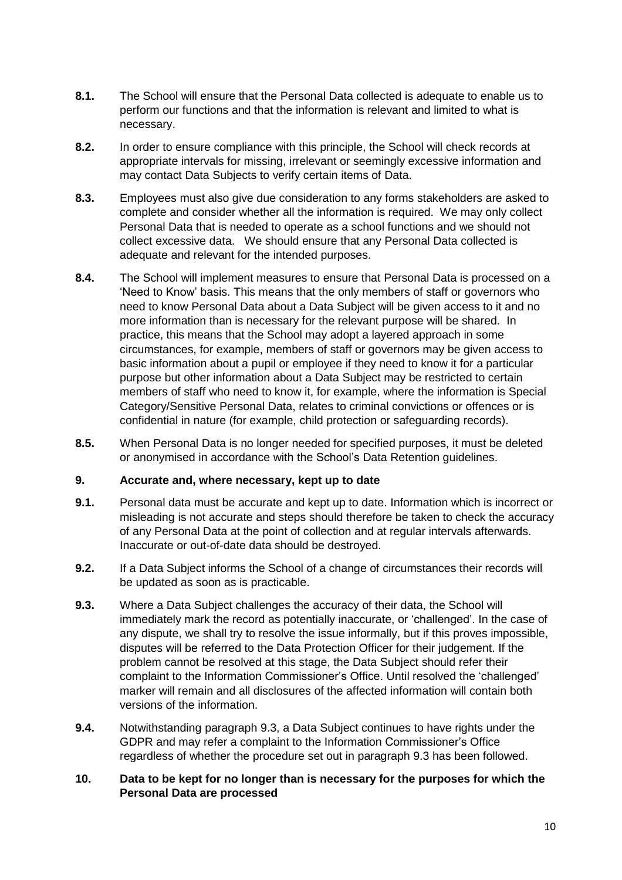**8.1.** The School will ensure that the Personal Data collected is adequate to enable us to perform our functions and that the information is relevant and limited to what is necessary.

**8.2.** In order to ensure compliance with this principle, the School will check records at appropriate intervals for missing, irrelevant or seemingly excessive information and may contact Data Subjects to verify certain items of Data.

**8.3.** Employees must also give due consideration to any forms stakeholders are asked to complete and consider whether all the information is required. We may only collect Personal Data that is needed to operate as a school functions and we should not collect excessive data. We should ensure that any Personal Data collected is adequate and relevant for the intended purposes.

**8.4.** The School will implement measures to ensure that Personal Data is processed on a 'Need to Know' basis. This means that the only members of staff or governors who need to know Personal Data about a Data Subject will be given access to it and no more information than is necessary for the relevant purpose will be shared. In practice, this means that the School may adopt a layered approach in some circumstances, for example, members of staff or governors may be given access to basic information about a pupil or employee if they need to know it for a particular purpose but other information about a Data Subject may be restricted to certain members of staff who need to know it, for example, where the information is Special Category/Sensitive Personal Data, relates to criminal convictions or offences or is confidential in nature (for example, child protection or safeguarding records).

**8.5.** When Personal Data is no longer needed for specified purposes, it must be deleted or anonymised in accordance with the School's Data Retention guidelines.

## 9. Accurate and, where necessary, kept up to date

**9.1.** Personal data must be accurate and kept up to date. Information which is incorrect or misleading is not accurate and steps should therefore be taken to check the accuracy of any Personal Data at the point of collection and at regular intervals afterwards. Inaccurate or out-of-date data should be destroyed.

**9.2.** If a Data Subject informs the School of a change of circumstances their records will be updated as soon as is practicable.

**9.3.** Where a Data Subject challenges the accuracy of their data, the School will immediately mark the record as potentially inaccurate, or 'challenged'. In the case of any dispute, we shall try to resolve the issue informally, but if this proves impossible, disputes will be referred to the Data Protection Officer for their judgement. If the problem cannot be resolved at this stage, the Data Subject should refer their complaint to the Information Commissioner's Office. Until resolved the 'challenged' marker will remain and all disclosures of the affected information will contain both versions of the information.

**9.4.** Notwithstanding paragraph 9.3, a Data Subject continues to have rights under the GDPR and may refer a complaint to the Information Commissioner's Office regardless of whether the procedure set out in paragraph 9.3 has been followed.

## 10. Data to be kept for no longer than is necessary for the purposes for which the Personal Data are processed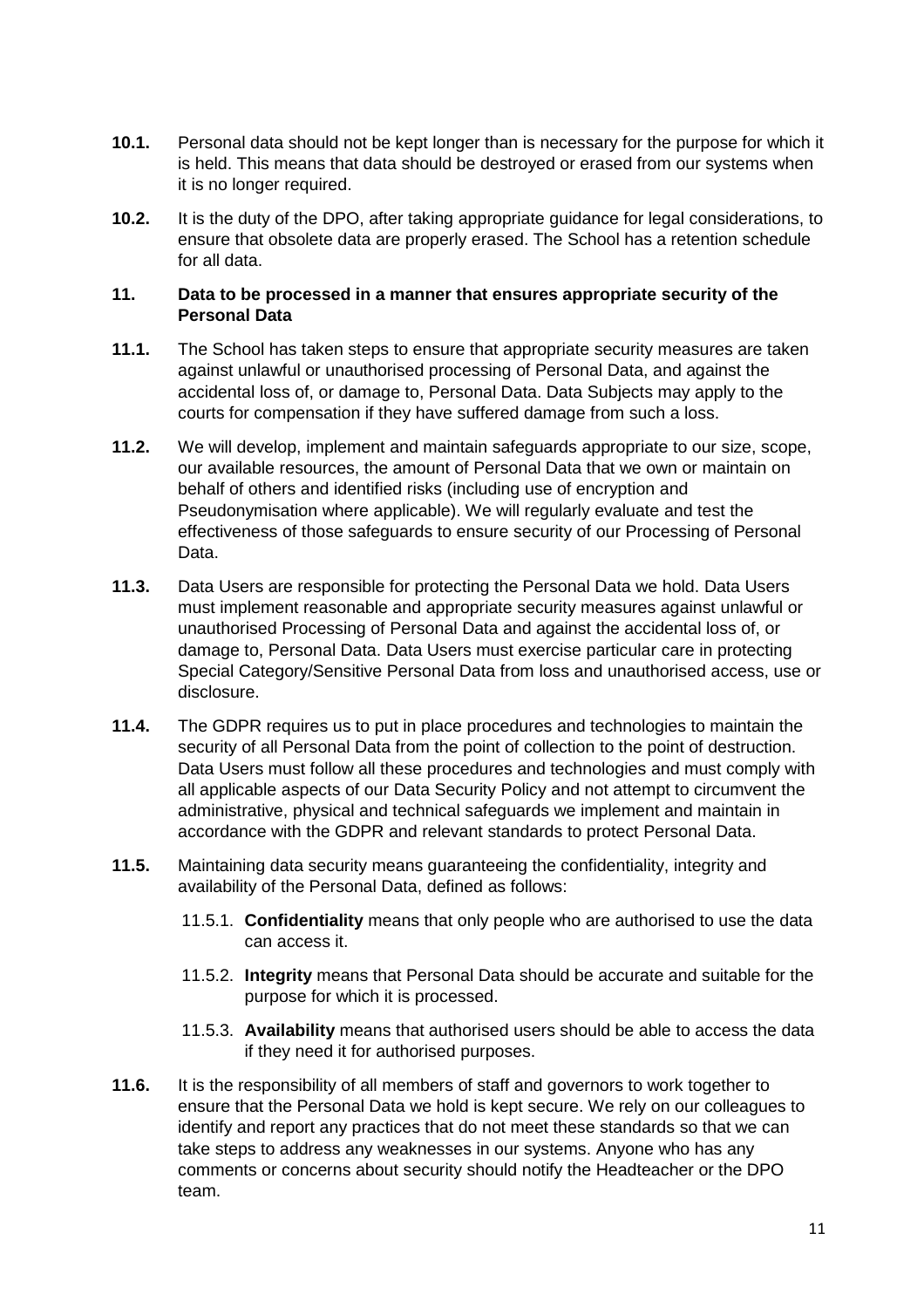**10.1.** Personal data should not be kept longer than is necessary for the purpose for which it is held. This means that data should be destroyed or erased from our systems when it is no longer required.

**10.2.** It is the duty of the DPO, after taking appropriate guidance for legal considerations, to ensure that obsolete data are properly erased. The School has a retention schedule for all data.

### 11. Data to be processed in a manner that ensures appropriate security of the Personal Data

**11.1.** The School has taken steps to ensure that appropriate security measures are taken against unlawful or unauthorised processing of Personal Data, and against the accidental loss of, or damage to, Personal Data. Data Subjects may apply to the courts for compensation if they have suffered damage from such a loss.

**11.2.** We will develop, implement and maintain safeguards appropriate to our size, scope, our available resources, the amount of Personal Data that we own or maintain on behalf of others and identified risks (including use of encryption and Pseudonymisation where applicable). We will regularly evaluate and test the effectiveness of those safeguards to ensure security of our Processing of Personal Data.

**11.3.** Data Users are responsible for protecting the Personal Data we hold. Data Users must implement reasonable and appropriate security measures against unlawful or unauthorised Processing of Personal Data and against the accidental loss of, or damage to, Personal Data. Data Users must exercise particular care in protecting Special Category/Sensitive Personal Data from loss and unauthorised access, use or disclosure.

**11.4.** The GDPR requires us to put in place procedures and technologies to maintain the security of all Personal Data from the point of collection to the point of destruction. Data Users must follow all these procedures and technologies and must comply with all applicable aspects of our Data Security Policy and not attempt to circumvent the administrative, physical and technical safeguards we implement and maintain in accordance with the GDPR and relevant standards to protect Personal Data.

**11.5.** Maintaining data security means guaranteeing the confidentiality, integrity and availability of the Personal Data, defined as follows:

- 11.5.1. **Confidentiality** means that only people who are authorised to use the data can access it.
- 11.5.2. **Integrity** means that Personal Data should be accurate and suitable for the purpose for which it is processed.
- 11.5.3. **Availability** means that authorised users should be able to access the data if they need it for authorised purposes.

**11.6.** It is the responsibility of all members of staff and governors to work together to ensure that the Personal Data we hold is kept secure. We rely on our colleagues to identify and report any practices that do not meet these standards so that we can take steps to address any weaknesses in our systems. Anyone who has any comments or concerns about security should notify the Headteacher or the DPO team.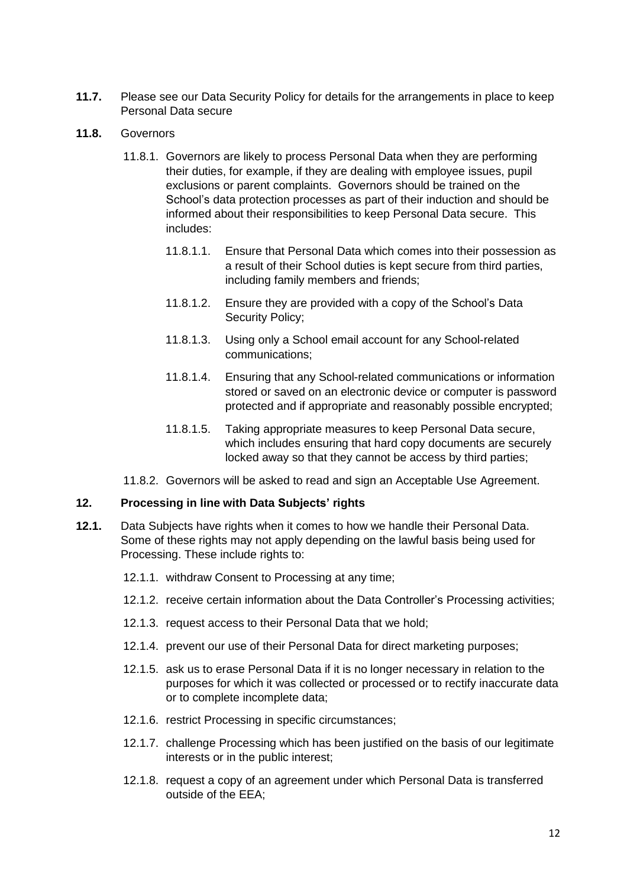**11.7.** Please see our Data Security Policy for details for the arrangements in place to keep Personal Data secure

**11.8.** Governors

11.8.1. Governors are likely to process Personal Data when they are performing their duties, for example, if they are dealing with employee issues, pupil exclusions or parent complaints. Governors should be trained on the School's data protection processes as part of their induction and should be informed about their responsibilities to keep Personal Data secure. This includes:

11.8.1.1. Ensure that Personal Data which comes into their possession as a result of their School duties is kept secure from third parties, including family members and friends;

11.8.1.2. Ensure they are provided with a copy of the School's Data Security Policy;

11.8.1.3. Using only a School email account for any School-related communications;

11.8.1.4. Ensuring that any School-related communications or information stored or saved on an electronic device or computer is password protected and if appropriate and reasonably possible encrypted;

11.8.1.5. Taking appropriate measures to keep Personal Data secure, which includes ensuring that hard copy documents are securely locked away so that they cannot be access by third parties;

11.8.2. Governors will be asked to read and sign an Acceptable Use Agreement.

## 12. Processing in line with Data Subjects' rights

**12.1.** Data Subjects have rights when it comes to how we handle their Personal Data. Some of these rights may not apply depending on the lawful basis being used for Processing. These include rights to:

12.1.1. withdraw Consent to Processing at any time;

12.1.2. receive certain information about the Data Controller's Processing activities;

12.1.3. request access to their Personal Data that we hold;

12.1.4. prevent our use of their Personal Data for direct marketing purposes;

12.1.5. ask us to erase Personal Data if it is no longer necessary in relation to the purposes for which it was collected or processed or to rectify inaccurate data or to complete incomplete data;

12.1.6. restrict Processing in specific circumstances;

12.1.7. challenge Processing which has been justified on the basis of our legitimate interests or in the public interest;

12.1.8. request a copy of an agreement under which Personal Data is transferred outside of the EEA;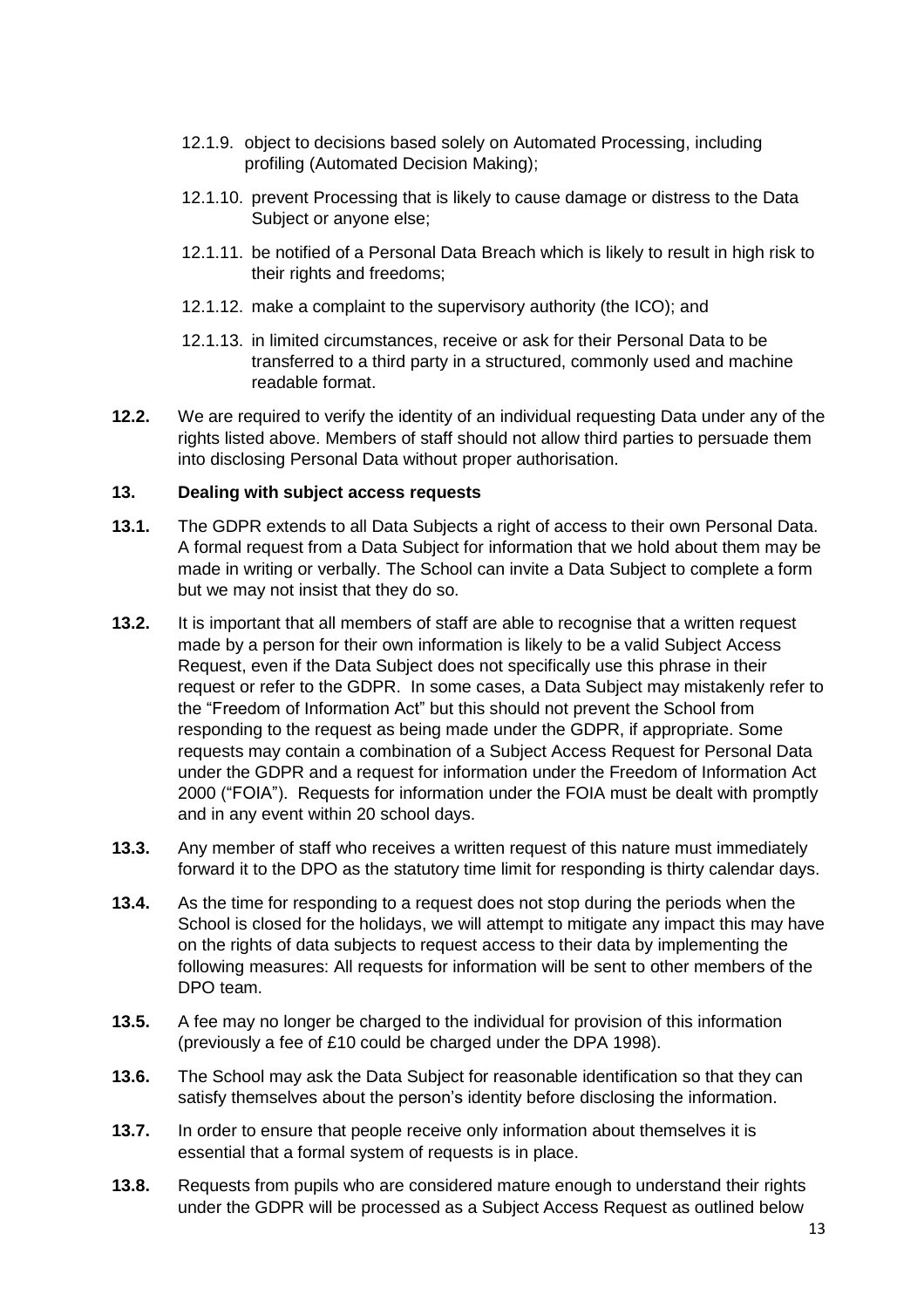12.1.9. object to decisions based solely on Automated Processing, including profiling (Automated Decision Making);

12.1.10. prevent Processing that is likely to cause damage or distress to the Data Subject or anyone else;

12.1.11. be notified of a Personal Data Breach which is likely to result in high risk to their rights and freedoms;

12.1.12. make a complaint to the supervisory authority (the ICO); and

12.1.13. in limited circumstances, receive or ask for their Personal Data to be transferred to a third party in a structured, commonly used and machine readable format.

**12.2.** We are required to verify the identity of an individual requesting Data under any of the rights listed above. Members of staff should not allow third parties to persuade them into disclosing Personal Data without proper authorisation.

### 13. Dealing with subject access requests

**13.1.** The GDPR extends to all Data Subjects a right of access to their own Personal Data. A formal request from a Data Subject for information that we hold about them may be made in writing or verbally. The School can invite a Data Subject to complete a form but we may not insist that they do so.

**13.2.** It is important that all members of staff are able to recognise that a written request made by a person for their own information is likely to be a valid Subject Access Request, even if the Data Subject does not specifically use this phrase in their request or refer to the GDPR. In some cases, a Data Subject may mistakenly refer to the "Freedom of Information Act" but this should not prevent the School from responding to the request as being made under the GDPR, if appropriate. Some requests may contain a combination of a Subject Access Request for Personal Data under the GDPR and a request for information under the Freedom of Information Act 2000 ("FOIA"). Requests for information under the FOIA must be dealt with promptly and in any event within 20 school days.

**13.3.** Any member of staff who receives a written request of this nature must immediately forward it to the DPO as the statutory time limit for responding is thirty calendar days.

**13.4.** As the time for responding to a request does not stop during the periods when the School is closed for the holidays, we will attempt to mitigate any impact this may have on the rights of data subjects to request access to their data by implementing the following measures: All requests for information will be sent to other members of the DPO team.

**13.5.** A fee may no longer be charged to the individual for provision of this information (previously a fee of £10 could be charged under the DPA 1998).

**13.6.** The School may ask the Data Subject for reasonable identification so that they can satisfy themselves about the person's identity before disclosing the information.

**13.7.** In order to ensure that people receive only information about themselves it is essential that a formal system of requests is in place.

**13.8.** Requests from pupils who are considered mature enough to understand their rights under the GDPR will be processed as a Subject Access Request as outlined below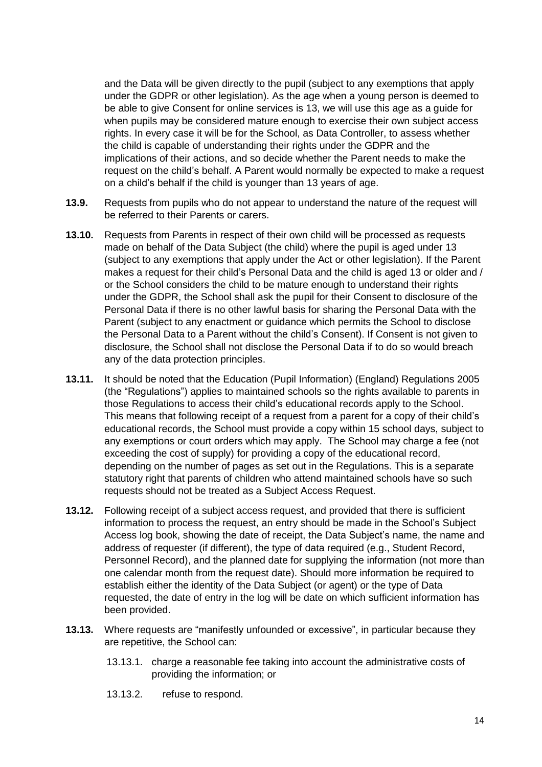and the Data will be given directly to the pupil (subject to any exemptions that apply under the GDPR or other legislation). As the age when a young person is deemed to be able to give Consent for online services is 13, we will use this age as a guide for when pupils may be considered mature enough to exercise their own subject access rights. In every case it will be for the School, as Data Controller, to assess whether the child is capable of understanding their rights under the GDPR and the implications of their actions, and so decide whether the Parent needs to make the request on the child's behalf. A Parent would normally be expected to make a request on a child's behalf if the child is younger than 13 years of age.

**13.9.** Requests from pupils who do not appear to understand the nature of the request will be referred to their Parents or carers.

**13.10.** Requests from Parents in respect of their own child will be processed as requests made on behalf of the Data Subject (the child) where the pupil is aged under 13 (subject to any exemptions that apply under the Act or other legislation). If the Parent makes a request for their child's Personal Data and the child is aged 13 or older and / or the School considers the child to be mature enough to understand their rights under the GDPR, the School shall ask the pupil for their Consent to disclosure of the Personal Data if there is no other lawful basis for sharing the Personal Data with the Parent (subject to any enactment or guidance which permits the School to disclose the Personal Data to a Parent without the child's Consent). If Consent is not given to disclosure, the School shall not disclose the Personal Data if to do so would breach any of the data protection principles.

**13.11.** It should be noted that the Education (Pupil Information) (England) Regulations 2005 (the "Regulations") applies to maintained schools so the rights available to parents in those Regulations to access their child's educational records apply to the School. This means that following receipt of a request from a parent for a copy of their child's educational records, the School must provide a copy within 15 school days, subject to any exemptions or court orders which may apply. The School may charge a fee (not exceeding the cost of supply) for providing a copy of the educational record, depending on the number of pages as set out in the Regulations. This is a separate statutory right that parents of children who attend maintained schools have so such requests should not be treated as a Subject Access Request.

**13.12.** Following receipt of a subject access request, and provided that there is sufficient information to process the request, an entry should be made in the School's Subject Access log book, showing the date of receipt, the Data Subject's name, the name and address of requester (if different), the type of data required (e.g., Student Record, Personnel Record), and the planned date for supplying the information (not more than one calendar month from the request date). Should more information be required to establish either the identity of the Data Subject (or agent) or the type of Data requested, the date of entry in the log will be date on which sufficient information has been provided.

**13.13.** Where requests are "manifestly unfounded or excessive", in particular because they are repetitive, the School can:

13.13.1. charge a reasonable fee taking into account the administrative costs of providing the information; or

13.13.2. refuse to respond.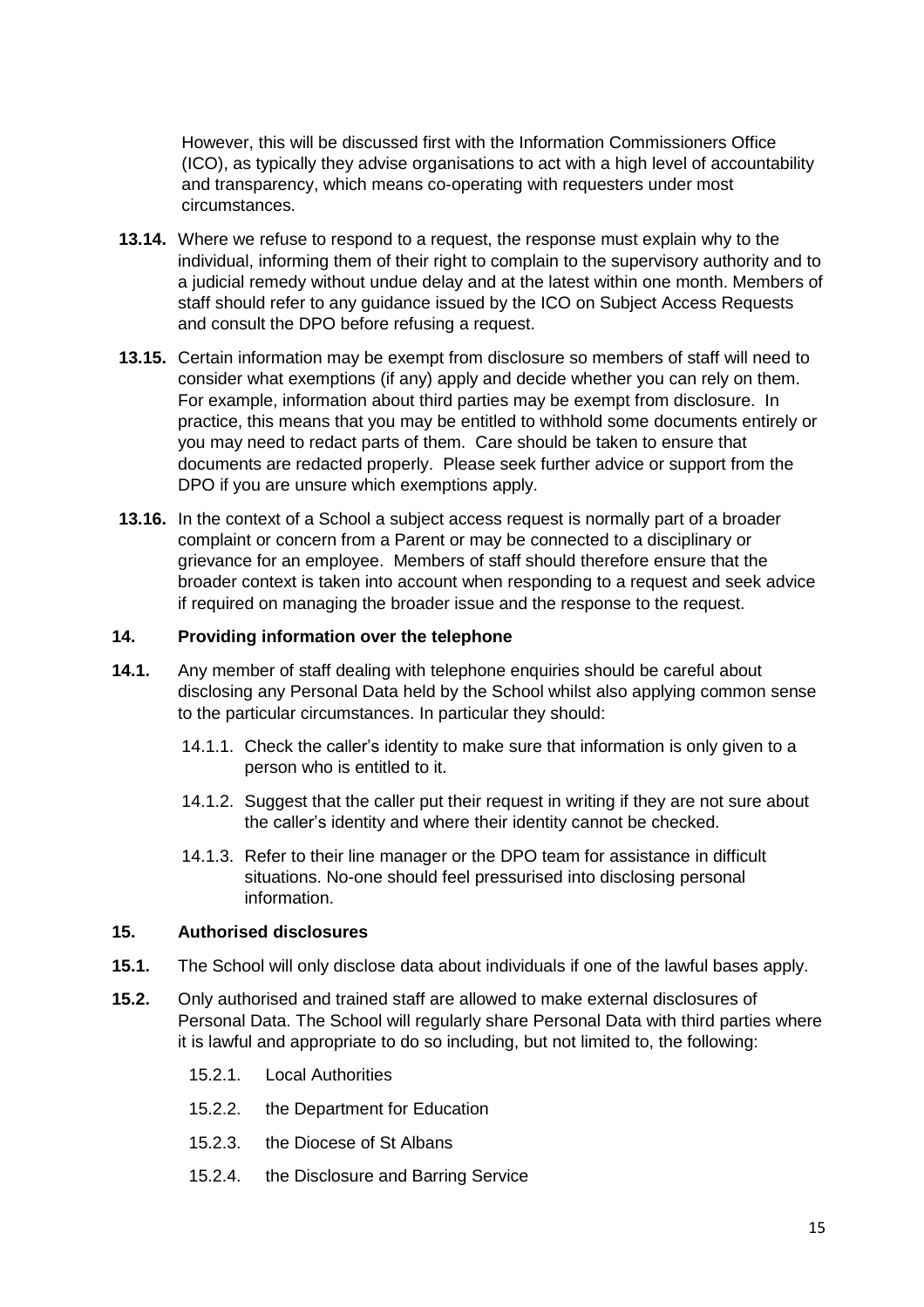However, this will be discussed first with the Information Commissioners Office (ICO), as typically they advise organisations to act with a high level of accountability and transparency, which means co-operating with requesters under most circumstances.

**13.14.** Where we refuse to respond to a request, the response must explain why to the individual, informing them of their right to complain to the supervisory authority and to a judicial remedy without undue delay and at the latest within one month. Members of staff should refer to any guidance issued by the ICO on Subject Access Requests and consult the DPO before refusing a request.

**13.15.** Certain information may be exempt from disclosure so members of staff will need to consider what exemptions (if any) apply and decide whether you can rely on them. For example, information about third parties may be exempt from disclosure. In practice, this means that you may be entitled to withhold some documents entirely or you may need to redact parts of them. Care should be taken to ensure that documents are redacted properly. Please seek further advice or support from the DPO if you are unsure which exemptions apply.

**13.16.** In the context of a School a subject access request is normally part of a broader complaint or concern from a Parent or may be connected to a disciplinary or grievance for an employee. Members of staff should therefore ensure that the broader context is taken into account when responding to a request and seek advice if required on managing the broader issue and the response to the request.

## 14. Providing information over the telephone

**14.1.** Any member of staff dealing with telephone enquiries should be careful about disclosing any Personal Data held by the School whilst also applying common sense to the particular circumstances. In particular they should:

- 14.1.1. Check the caller's identity to make sure that information is only given to a person who is entitled to it.
- 14.1.2. Suggest that the caller put their request in writing if they are not sure about the caller's identity and where their identity cannot be checked.
- 14.1.3. Refer to their line manager or the DPO team for assistance in difficult situations. No-one should feel pressurised into disclosing personal information.

## 15. Authorised disclosures

**15.1.** The School will only disclose data about individuals if one of the lawful bases apply.

**15.2.** Only authorised and trained staff are allowed to make external disclosures of Personal Data. The School will regularly share Personal Data with third parties where it is lawful and appropriate to do so including, but not limited to, the following:

- 15.2.1. Local Authorities
- 15.2.2. the Department for Education
- 15.2.3. the Diocese of St Albans
- 15.2.4. the Disclosure and Barring Service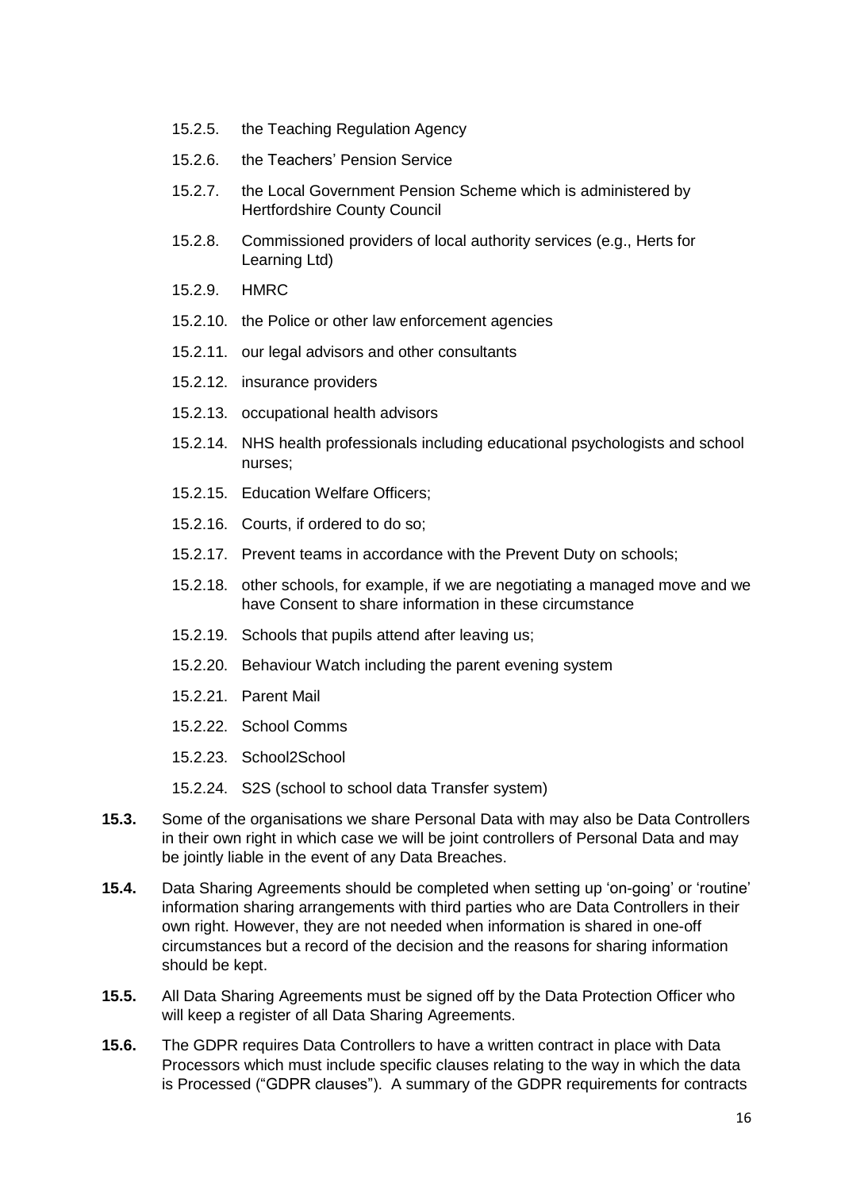- 15.2.5. the Teaching Regulation Agency
- 15.2.6. the Teachers' Pension Service
- 15.2.7. the Local Government Pension Scheme which is administered by Hertfordshire County Council
- 15.2.8. Commissioned providers of local authority services (e.g., Herts for Learning Ltd)
- 15.2.9. HMRC
- 15.2.10. the Police or other law enforcement agencies
- 15.2.11. our legal advisors and other consultants
- 15.2.12. insurance providers
- 15.2.13. occupational health advisors
- 15.2.14. NHS health professionals including educational psychologists and school nurses;
- 15.2.15. Education Welfare Officers;
- 15.2.16. Courts, if ordered to do so;
- 15.2.17. Prevent teams in accordance with the Prevent Duty on schools;
- 15.2.18. other schools, for example, if we are negotiating a managed move and we have Consent to share information in these circumstance
- 15.2.19. Schools that pupils attend after leaving us;
- 15.2.20. Behaviour Watch including the parent evening system
- 15.2.21. Parent Mail
- 15.2.22. School Comms
- 15.2.23. School2School
- 15.2.24. S2S (school to school data Transfer system)

**15.3.** Some of the organisations we share Personal Data with may also be Data Controllers in their own right in which case we will be joint controllers of Personal Data and may be jointly liable in the event of any Data Breaches.

**15.4.** Data Sharing Agreements should be completed when setting up 'on-going' or 'routine' information sharing arrangements with third parties who are Data Controllers in their own right. However, they are not needed when information is shared in one-off circumstances but a record of the decision and the reasons for sharing information should be kept.

**15.5.** All Data Sharing Agreements must be signed off by the Data Protection Officer who will keep a register of all Data Sharing Agreements.

**15.6.** The GDPR requires Data Controllers to have a written contract in place with Data Processors which must include specific clauses relating to the way in which the data is Processed ("GDPR clauses"). A summary of the GDPR requirements for contracts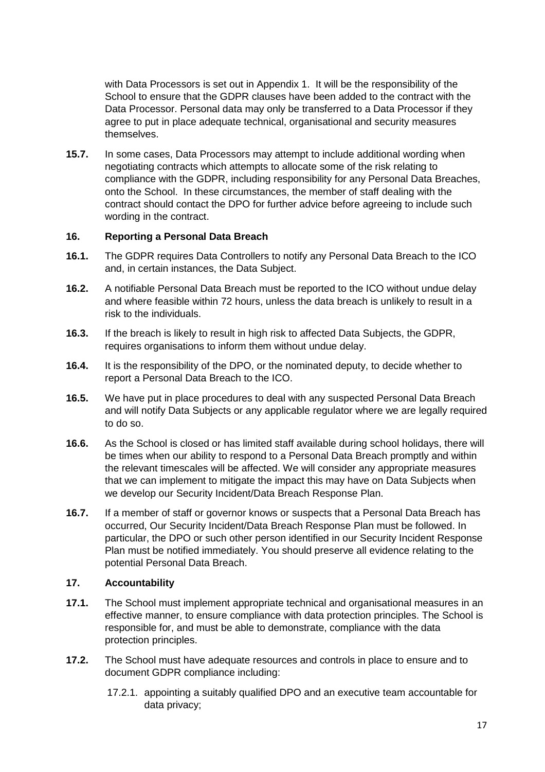with Data Processors is set out in Appendix 1. It will be the responsibility of the School to ensure that the GDPR clauses have been added to the contract with the Data Processor. Personal data may only be transferred to a Data Processor if they agree to put in place adequate technical, organisational and security measures themselves.

**15.7.** In some cases, Data Processors may attempt to include additional wording when negotiating contracts which attempts to allocate some of the risk relating to compliance with the GDPR, including responsibility for any Personal Data Breaches, onto the School. In these circumstances, the member of staff dealing with the contract should contact the DPO for further advice before agreeing to include such wording in the contract.

## 16. Reporting a Personal Data Breach

**16.1.** The GDPR requires Data Controllers to notify any Personal Data Breach to the ICO and, in certain instances, the Data Subject.

**16.2.** A notifiable Personal Data Breach must be reported to the ICO without undue delay and where feasible within 72 hours, unless the data breach is unlikely to result in a risk to the individuals.

**16.3.** If the breach is likely to result in high risk to affected Data Subjects, the GDPR, requires organisations to inform them without undue delay.

**16.4.** It is the responsibility of the DPO, or the nominated deputy, to decide whether to report a Personal Data Breach to the ICO.

**16.5.** We have put in place procedures to deal with any suspected Personal Data Breach and will notify Data Subjects or any applicable regulator where we are legally required to do so.

**16.6.** As the School is closed or has limited staff available during school holidays, there will be times when our ability to respond to a Personal Data Breach promptly and within the relevant timescales will be affected. We will consider any appropriate measures that we can implement to mitigate the impact this may have on Data Subjects when we develop our Security Incident/Data Breach Response Plan.

**16.7.** If a member of staff or governor knows or suspects that a Personal Data Breach has occurred, Our Security Incident/Data Breach Response Plan must be followed. In particular, the DPO or such other person identified in our Security Incident Response Plan must be notified immediately. You should preserve all evidence relating to the potential Personal Data Breach.

## 17. Accountability

**17.1.** The School must implement appropriate technical and organisational measures in an effective manner, to ensure compliance with data protection principles. The School is responsible for, and must be able to demonstrate, compliance with the data protection principles.

**17.2.** The School must have adequate resources and controls in place to ensure and to document GDPR compliance including:

17.2.1. appointing a suitably qualified DPO and an executive team accountable for data privacy;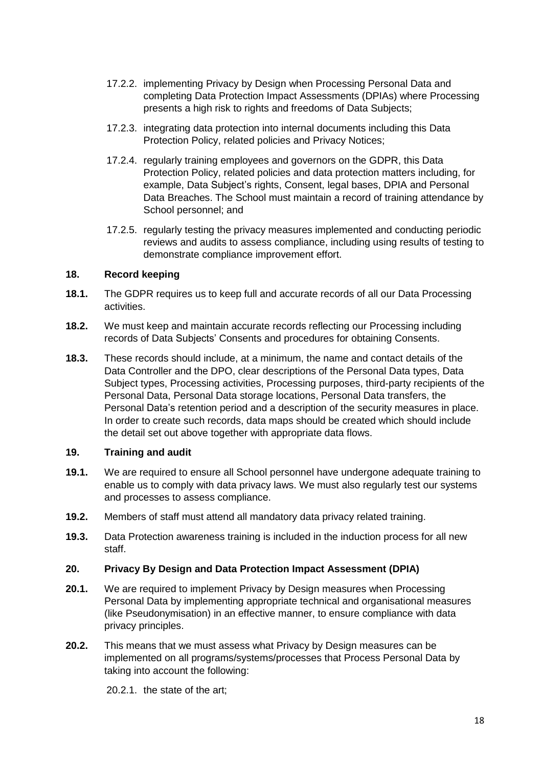17.2.2. implementing Privacy by Design when Processing Personal Data and completing Data Protection Impact Assessments (DPIAs) where Processing presents a high risk to rights and freedoms of Data Subjects;

17.2.3. integrating data protection into internal documents including this Data Protection Policy, related policies and Privacy Notices;

17.2.4. regularly training employees and governors on the GDPR, this Data Protection Policy, related policies and data protection matters including, for example, Data Subject's rights, Consent, legal bases, DPIA and Personal Data Breaches. The School must maintain a record of training attendance by School personnel; and

17.2.5. regularly testing the privacy measures implemented and conducting periodic reviews and audits to assess compliance, including using results of testing to demonstrate compliance improvement effort.

## 18. Record keeping

**18.1.** The GDPR requires us to keep full and accurate records of all our Data Processing activities.

**18.2.** We must keep and maintain accurate records reflecting our Processing including records of Data Subjects' Consents and procedures for obtaining Consents.

**18.3.** These records should include, at a minimum, the name and contact details of the Data Controller and the DPO, clear descriptions of the Personal Data types, Data Subject types, Processing activities, Processing purposes, third-party recipients of the Personal Data, Personal Data storage locations, Personal Data transfers, the Personal Data's retention period and a description of the security measures in place. In order to create such records, data maps should be created which should include the detail set out above together with appropriate data flows.

## 19. Training and audit

**19.1.** We are required to ensure all School personnel have undergone adequate training to enable us to comply with data privacy laws. We must also regularly test our systems and processes to assess compliance.

**19.2.** Members of staff must attend all mandatory data privacy related training.

**19.3.** Data Protection awareness training is included in the induction process for all new staff.

## 20. Privacy By Design and Data Protection Impact Assessment (DPIA)

**20.1.** We are required to implement Privacy by Design measures when Processing Personal Data by implementing appropriate technical and organisational measures (like Pseudonymisation) in an effective manner, to ensure compliance with data privacy principles.

**20.2.** This means that we must assess what Privacy by Design measures can be implemented on all programs/systems/processes that Process Personal Data by taking into account the following:

20.2.1. the state of the art;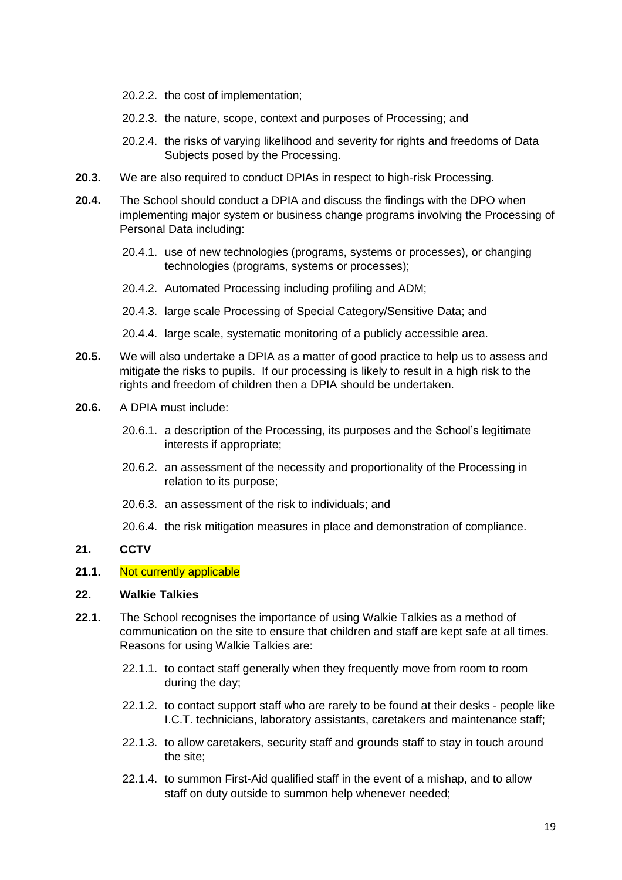20.2.2. the cost of implementation;

20.2.3. the nature, scope, context and purposes of Processing; and

20.2.4. the risks of varying likelihood and severity for rights and freedoms of Data Subjects posed by the Processing.

**20.3.** We are also required to conduct DPIAs in respect to high-risk Processing.

**20.4.** The School should conduct a DPIA and discuss the findings with the DPO when implementing major system or business change programs involving the Processing of Personal Data including:

20.4.1. use of new technologies (programs, systems or processes), or changing technologies (programs, systems or processes);

20.4.2. Automated Processing including profiling and ADM;

20.4.3. large scale Processing of Special Category/Sensitive Data; and

20.4.4. large scale, systematic monitoring of a publicly accessible area.

**20.5.** We will also undertake a DPIA as a matter of good practice to help us to assess and mitigate the risks to pupils. If our processing is likely to result in a high risk to the rights and freedom of children then a DPIA should be undertaken.

**20.6.** A DPIA must include:

20.6.1. a description of the Processing, its purposes and the School's legitimate interests if appropriate;

20.6.2. an assessment of the necessity and proportionality of the Processing in relation to its purpose;

20.6.3. an assessment of the risk to individuals; and

20.6.4. the risk mitigation measures in place and demonstration of compliance.

## 21. CCTV

**21.1.** Not currently applicable

## 22. Walkie Talkies

**22.1.** The School recognises the importance of using Walkie Talkies as a method of communication on the site to ensure that children and staff are kept safe at all times. Reasons for using Walkie Talkies are:

22.1.1. to contact staff generally when they frequently move from room to room during the day;

22.1.2. to contact support staff who are rarely to be found at their desks - people like I.C.T. technicians, laboratory assistants, caretakers and maintenance staff;

22.1.3. to allow caretakers, security staff and grounds staff to stay in touch around the site;

22.1.4. to summon First-Aid qualified staff in the event of a mishap, and to allow staff on duty outside to summon help whenever needed;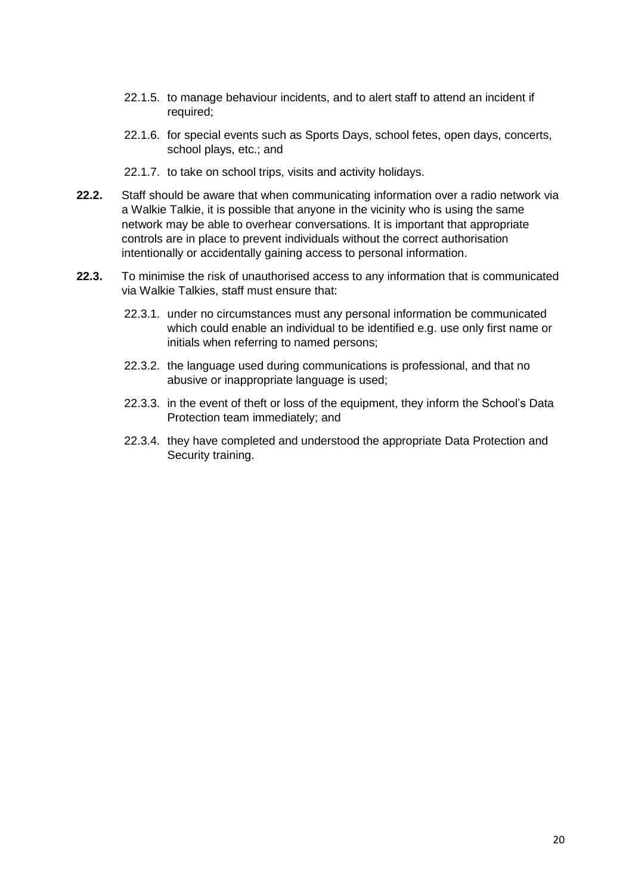22.1.5. to manage behaviour incidents, and to alert staff to attend an incident if required;

22.1.6. for special events such as Sports Days, school fetes, open days, concerts, school plays, etc.; and

22.1.7. to take on school trips, visits and activity holidays.

**22.2.** Staff should be aware that when communicating information over a radio network via a Walkie Talkie, it is possible that anyone in the vicinity who is using the same network may be able to overhear conversations. It is important that appropriate controls are in place to prevent individuals without the correct authorisation intentionally or accidentally gaining access to personal information.

**22.3.** To minimise the risk of unauthorised access to any information that is communicated via Walkie Talkies, staff must ensure that:

22.3.1. under no circumstances must any personal information be communicated which could enable an individual to be identified e.g. use only first name or initials when referring to named persons;

22.3.2. the language used during communications is professional, and that no abusive or inappropriate language is used;

22.3.3. in the event of theft or loss of the equipment, they inform the School's Data Protection team immediately; and

22.3.4. they have completed and understood the appropriate Data Protection and Security training.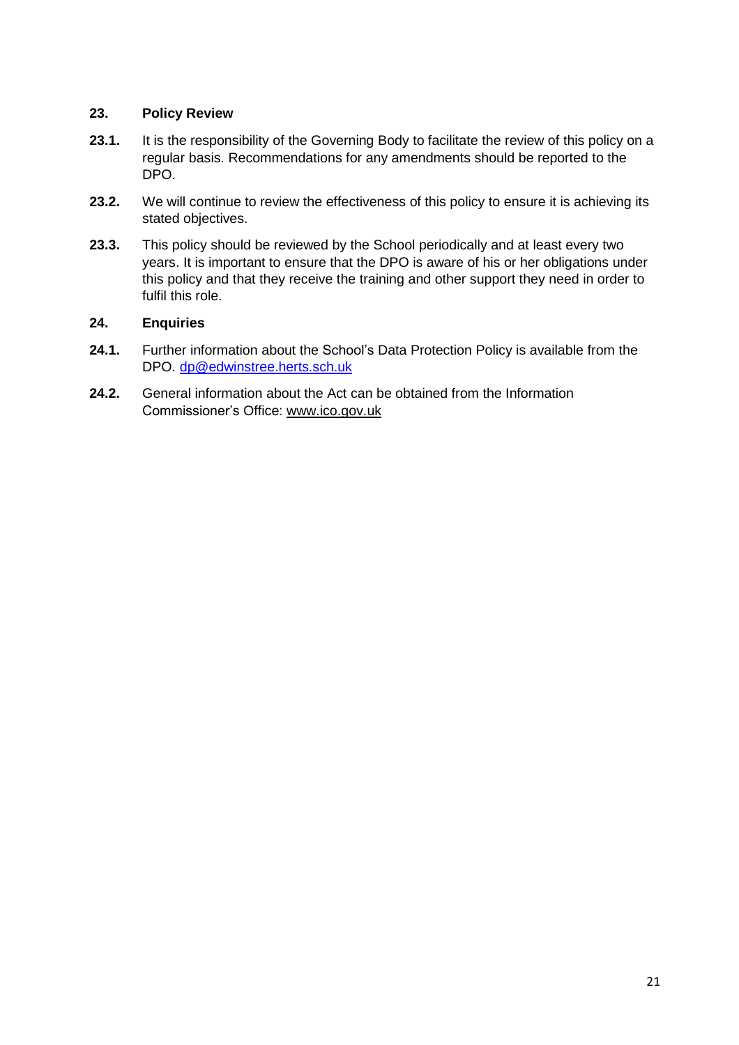## 23. Policy Review

**23.1.** It is the responsibility of the Governing Body to facilitate the review of this policy on a regular basis. Recommendations for any amendments should be reported to the DPO.

**23.2.** We will continue to review the effectiveness of this policy to ensure it is achieving its stated objectives.

**23.3.** This policy should be reviewed by the School periodically and at least every two years. It is important to ensure that the DPO is aware of his or her obligations under this policy and that they receive the training and other support they need in order to fulfil this role.

## 24. Enquiries

**24.1.** Further information about the School's Data Protection Policy is available from the DPO. dp@edwinstree.herts.sch.uk

**24.2.** General information about the Act can be obtained from the Information Commissioner's Office: www.ico.gov.uk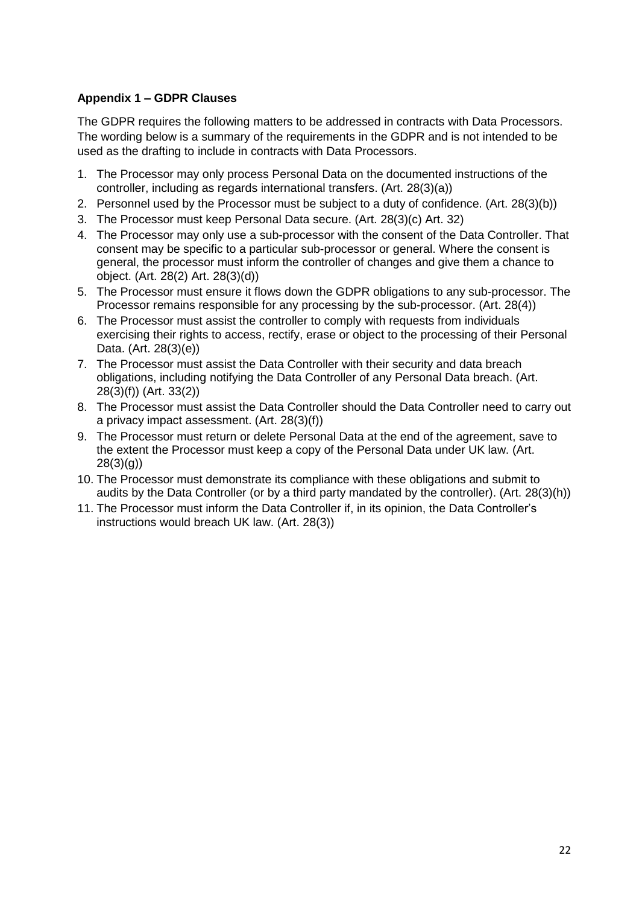**Appendix 1 – GDPR Clauses**

The GDPR requires the following matters to be addressed in contracts with Data Processors. The wording below is a summary of the requirements in the GDPR and is not intended to be used as the drafting to include in contracts with Data Processors.

1. The Processor may only process Personal Data on the documented instructions of the controller, including as regards international transfers. (Art. 28(3)(a))
2. Personnel used by the Processor must be subject to a duty of confidence. (Art. 28(3)(b))
3. The Processor must keep Personal Data secure. (Art. 28(3)(c) Art. 32)
4. The Processor may only use a sub-processor with the consent of the Data Controller. That consent may be specific to a particular sub-processor or general. Where the consent is general, the processor must inform the controller of changes and give them a chance to object. (Art. 28(2) Art. 28(3)(d))
5. The Processor must ensure it flows down the GDPR obligations to any sub-processor. The Processor remains responsible for any processing by the sub-processor. (Art. 28(4))
6. The Processor must assist the controller to comply with requests from individuals exercising their rights to access, rectify, erase or object to the processing of their Personal Data. (Art. 28(3)(e))
7. The Processor must assist the Data Controller with their security and data breach obligations, including notifying the Data Controller of any Personal Data breach. (Art. 28(3)(f)) (Art. 33(2))
8. The Processor must assist the Data Controller should the Data Controller need to carry out a privacy impact assessment. (Art. 28(3)(f))
9. The Processor must return or delete Personal Data at the end of the agreement, save to the extent the Processor must keep a copy of the Personal Data under UK law. (Art. 28(3)(g))
10. The Processor must demonstrate its compliance with these obligations and submit to audits by the Data Controller (or by a third party mandated by the controller). (Art. 28(3)(h))
11. The Processor must inform the Data Controller if, in its opinion, the Data Controller's instructions would breach UK law. (Art. 28(3))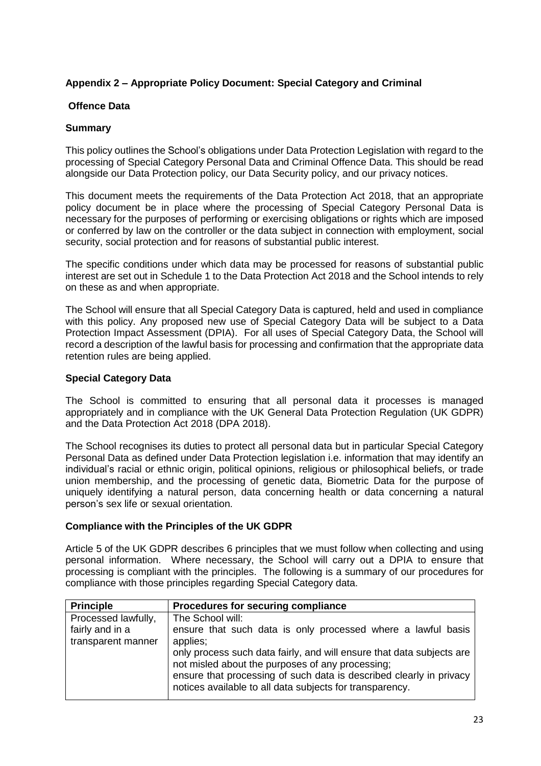## Appendix 2 – Appropriate Policy Document: Special Category and Criminal

## Offence Data

### Summary

This policy outlines the School's obligations under Data Protection Legislation with regard to the processing of Special Category Personal Data and Criminal Offence Data. This should be read alongside our Data Protection policy, our Data Security policy, and our privacy notices.

This document meets the requirements of the Data Protection Act 2018, that an appropriate policy document be in place where the processing of Special Category Personal Data is necessary for the purposes of performing or exercising obligations or rights which are imposed or conferred by law on the controller or the data subject in connection with employment, social security, social protection and for reasons of substantial public interest.

The specific conditions under which data may be processed for reasons of substantial public interest are set out in Schedule 1 to the Data Protection Act 2018 and the School intends to rely on these as and when appropriate.

The School will ensure that all Special Category Data is captured, held and used in compliance with this policy. Any proposed new use of Special Category Data will be subject to a Data Protection Impact Assessment (DPIA). For all uses of Special Category Data, the School will record a description of the lawful basis for processing and confirmation that the appropriate data retention rules are being applied.

### Special Category Data

The School is committed to ensuring that all personal data it processes is managed appropriately and in compliance with the UK General Data Protection Regulation (UK GDPR) and the Data Protection Act 2018 (DPA 2018).

The School recognises its duties to protect all personal data but in particular Special Category Personal Data as defined under Data Protection legislation i.e. information that may identify an individual's racial or ethnic origin, political opinions, religious or philosophical beliefs, or trade union membership, and the processing of genetic data, Biometric Data for the purpose of uniquely identifying a natural person, data concerning health or data concerning a natural person's sex life or sexual orientation.

### Compliance with the Principles of the UK GDPR

Article 5 of the UK GDPR describes 6 principles that we must follow when collecting and using personal information. Where necessary, the School will carry out a DPIA to ensure that processing is compliant with the principles. The following is a summary of our procedures for compliance with those principles regarding Special Category data.

| Principle | Procedures for securing compliance |
|---|---|
| Processed lawfully, fairly and in a transparent manner | The School will:<br>ensure that such data is only processed where a lawful basis applies;<br>only process such data fairly, and will ensure that data subjects are not misled about the purposes of any processing;<br>ensure that processing of such data is described clearly in privacy notices available to all data subjects for transparency. |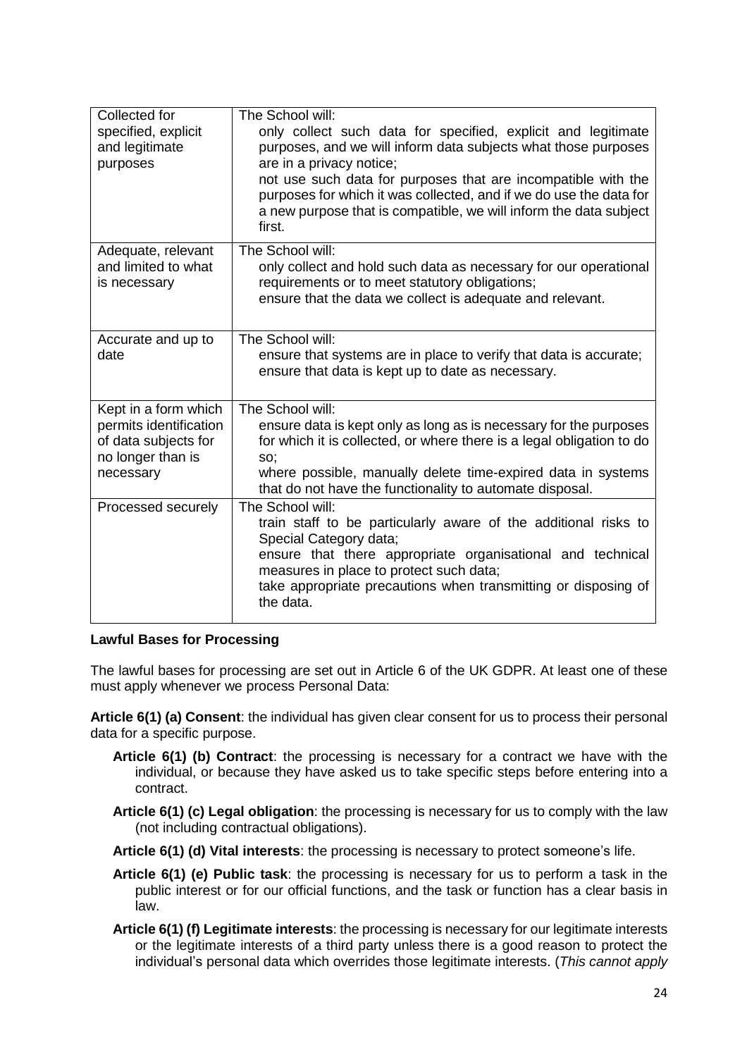| | |
|---|---|
| Collected for specified, explicit and legitimate purposes | The School will: only collect such data for specified, explicit and legitimate purposes, and we will inform data subjects what those purposes are in a privacy notice; not use such data for purposes that are incompatible with the purposes for which it was collected, and if we do use the data for a new purpose that is compatible, we will inform the data subject first. |
| Adequate, relevant and limited to what is necessary | The School will: only collect and hold such data as necessary for our operational requirements or to meet statutory obligations; ensure that the data we collect is adequate and relevant. |
| Accurate and up to date | The School will: ensure that systems are in place to verify that data is accurate; ensure that data is kept up to date as necessary. |
| Kept in a form which permits identification of data subjects for no longer than is necessary | The School will: ensure data is kept only as long as is necessary for the purposes for which it is collected, or where there is a legal obligation to do so; where possible, manually delete time-expired data in systems that do not have the functionality to automate disposal. |
| Processed securely | The School will: train staff to be particularly aware of the additional risks to Special Category data; ensure that there appropriate organisational and technical measures in place to protect such data; take appropriate precautions when transmitting or disposing of the data. |

**Lawful Bases for Processing**

The lawful bases for processing are set out in Article 6 of the UK GDPR. At least one of these must apply whenever we process Personal Data:

**Article 6(1) (a) Consent**: the individual has given clear consent for us to process their personal data for a specific purpose.

**Article 6(1) (b) Contract**: the processing is necessary for a contract we have with the individual, or because they have asked us to take specific steps before entering into a contract.

**Article 6(1) (c) Legal obligation**: the processing is necessary for us to comply with the law (not including contractual obligations).

**Article 6(1) (d) Vital interests**: the processing is necessary to protect someone's life.

**Article 6(1) (e) Public task**: the processing is necessary for us to perform a task in the public interest or for our official functions, and the task or function has a clear basis in law.

**Article 6(1) (f) Legitimate interests**: the processing is necessary for our legitimate interests or the legitimate interests of a third party unless there is a good reason to protect the individual's personal data which overrides those legitimate interests. (*This cannot apply*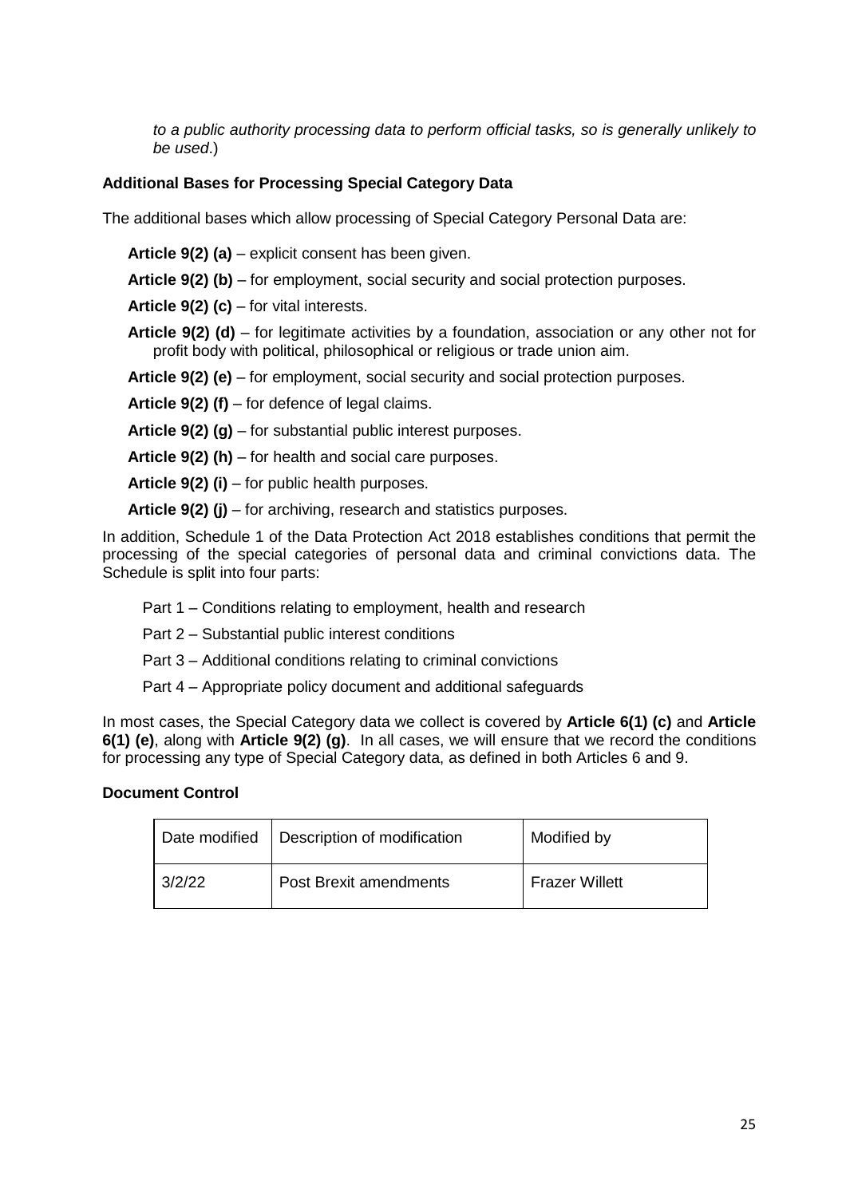*to a public authority processing data to perform official tasks, so is generally unlikely to be used*.)

**Additional Bases for Processing Special Category Data**

The additional bases which allow processing of Special Category Personal Data are:

**Article 9(2) (a)** – explicit consent has been given.

**Article 9(2) (b)** – for employment, social security and social protection purposes.

**Article 9(2) (c)** – for vital interests.

**Article 9(2) (d)** – for legitimate activities by a foundation, association or any other not for profit body with political, philosophical or religious or trade union aim.

**Article 9(2) (e)** – for employment, social security and social protection purposes.

**Article 9(2) (f)** – for defence of legal claims.

**Article 9(2) (g)** – for substantial public interest purposes.

**Article 9(2) (h)** – for health and social care purposes.

**Article 9(2) (i)** – for public health purposes.

**Article 9(2) (j)** – for archiving, research and statistics purposes.

In addition, Schedule 1 of the Data Protection Act 2018 establishes conditions that permit the processing of the special categories of personal data and criminal convictions data. The Schedule is split into four parts:

Part 1 – Conditions relating to employment, health and research

Part 2 – Substantial public interest conditions

Part 3 – Additional conditions relating to criminal convictions

Part 4 – Appropriate policy document and additional safeguards

In most cases, the Special Category data we collect is covered by **Article 6(1) (c)** and **Article 6(1) (e)**, along with **Article 9(2) (g)**. In all cases, we will ensure that we record the conditions for processing any type of Special Category data, as defined in both Articles 6 and 9.

**Document Control**

| Date modified | Description of modification | Modified by |
|---|---|---|
| 3/2/22 | Post Brexit amendments | Frazer Willett |